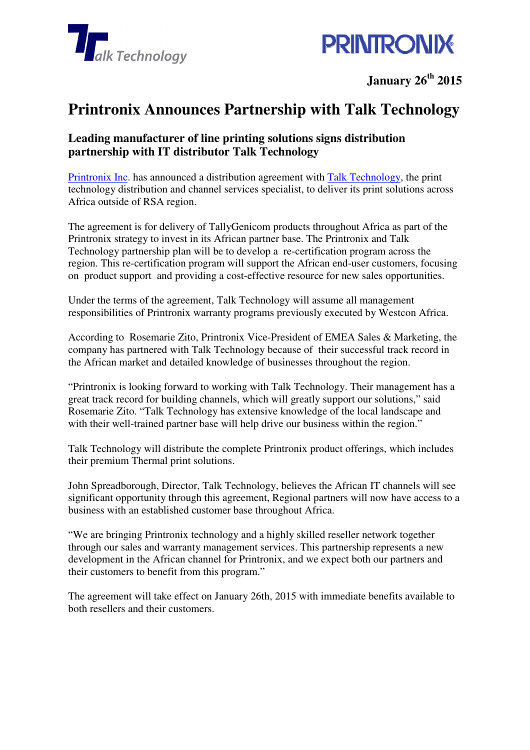**January 26th 2015**

# Printronix Announces Partnership with Talk Technology

## Leading manufacturer of line printing solutions signs distribution partnership with IT distributor Talk Technology

Printronix Inc. has announced a distribution agreement with Talk Technology, the print technology distribution and channel services specialist, to deliver its print solutions across Africa outside of RSA region.

The agreement is for delivery of TallyGenicom products throughout Africa as part of the Printronix strategy to invest in its African partner base. The Printronix and Talk Technology partnership plan will be to develop a re-certification program across the region. This re-certification program will support the African end-user customers, focusing on product support and providing a cost-effective resource for new sales opportunities.

Under the terms of the agreement, Talk Technology will assume all management responsibilities of Printronix warranty programs previously executed by Westcon Africa.

According to Rosemarie Zito, Printronix Vice-President of EMEA Sales & Marketing, the company has partnered with Talk Technology because of their successful track record in the African market and detailed knowledge of businesses throughout the region.

"Printronix is looking forward to working with Talk Technology. Their management has a great track record for building channels, which will greatly support our solutions," said Rosemarie Zito. "Talk Technology has extensive knowledge of the local landscape and with their well-trained partner base will help drive our business within the region."

Talk Technology will distribute the complete Printronix product offerings, which includes their premium Thermal print solutions.

John Spreadborough, Director, Talk Technology, believes the African IT channels will see significant opportunity through this agreement, Regional partners will now have access to a business with an established customer base throughout Africa.

"We are bringing Printronix technology and a highly skilled reseller network together through our sales and warranty management services. This partnership represents a new development in the African channel for Printronix, and we expect both our partners and their customers to benefit from this program."

The agreement will take effect on January 26th, 2015 with immediate benefits available to both resellers and their customers.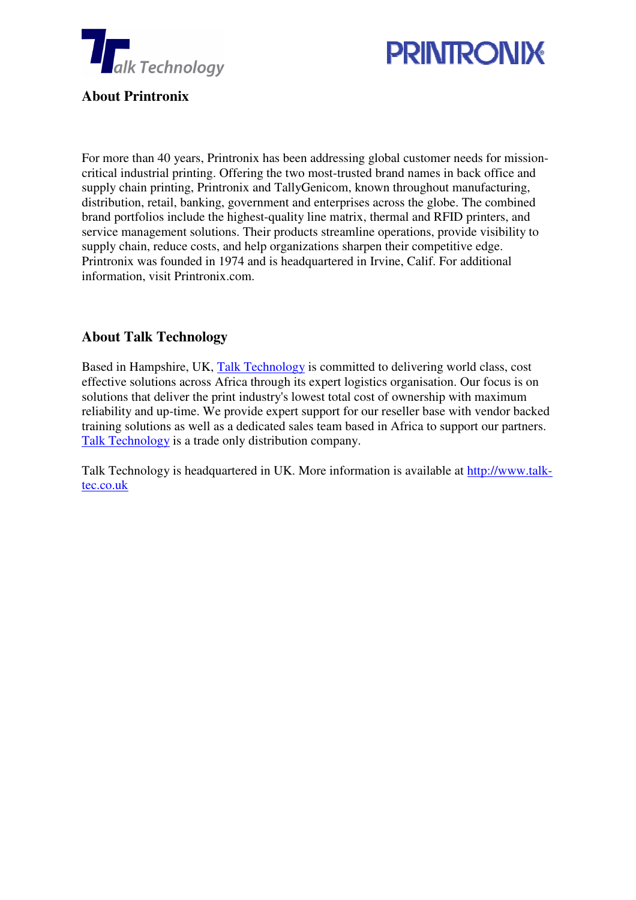## About Printronix

For more than 40 years, Printronix has been addressing global customer needs for mission-critical industrial printing. Offering the two most-trusted brand names in back office and supply chain printing, Printronix and TallyGenicom, known throughout manufacturing, distribution, retail, banking, government and enterprises across the globe. The combined brand portfolios include the highest-quality line matrix, thermal and RFID printers, and service management solutions. Their products streamline operations, provide visibility to supply chain, reduce costs, and help organizations sharpen their competitive edge. Printronix was founded in 1974 and is headquartered in Irvine, Calif. For additional information, visit Printronix.com.

## About Talk Technology

Based in Hampshire, UK, [Talk Technology](http://www.talk-tec.co.uk) is committed to delivering world class, cost effective solutions across Africa through its expert logistics organisation. Our focus is on solutions that deliver the print industry's lowest total cost of ownership with maximum reliability and up-time. We provide expert support for our reseller base with vendor backed training solutions as well as a dedicated sales team based in Africa to support our partners. [Talk Technology](http://www.talk-tec.co.uk) is a trade only distribution company.

Talk Technology is headquartered in UK. More information is available at [http://www.talk-tec.co.uk](http://www.talk-tec.co.uk)